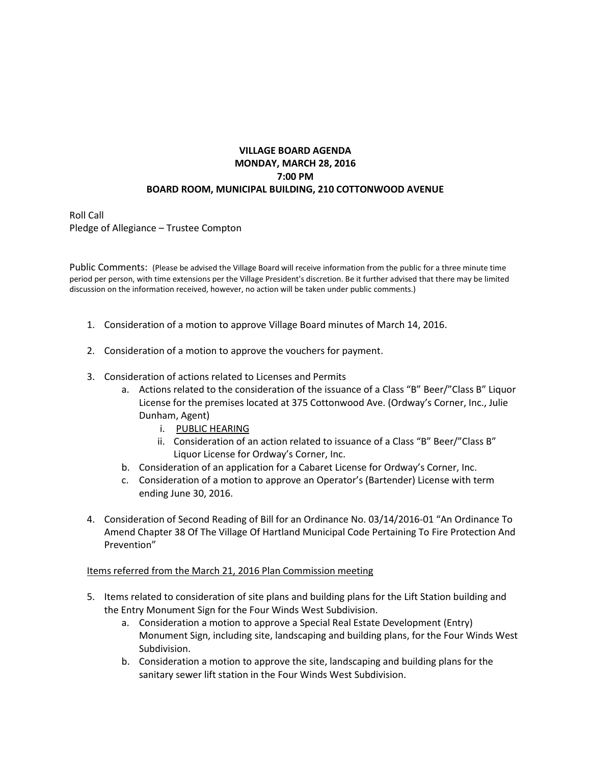**VILLAGE BOARD AGENDA**
**MONDAY, MARCH 28, 2016**
**7:00 PM**
**BOARD ROOM, MUNICIPAL BUILDING, 210 COTTONWOOD AVENUE**

Roll Call
Pledge of Allegiance – Trustee Compton

Public Comments: (Please be advised the Village Board will receive information from the public for a three minute time period per person, with time extensions per the Village President's discretion. Be it further advised that there may be limited discussion on the information received, however, no action will be taken under public comments.)

1. Consideration of a motion to approve Village Board minutes of March 14, 2016.

2. Consideration of a motion to approve the vouchers for payment.

3. Consideration of actions related to Licenses and Permits
   a. Actions related to the consideration of the issuance of a Class "B" Beer/"Class B" Liquor License for the premises located at 375 Cottonwood Ave. (Ordway's Corner, Inc., Julie Dunham, Agent)
      i. PUBLIC HEARING
      ii. Consideration of an action related to issuance of a Class "B" Beer/"Class B" Liquor License for Ordway's Corner, Inc.
   b. Consideration of an application for a Cabaret License for Ordway's Corner, Inc.
   c. Consideration of a motion to approve an Operator's (Bartender) License with term ending June 30, 2016.

4. Consideration of Second Reading of Bill for an Ordinance No. 03/14/2016-01 "An Ordinance To Amend Chapter 38 Of The Village Of Hartland Municipal Code Pertaining To Fire Protection And Prevention"

Items referred from the March 21, 2016 Plan Commission meeting

5. Items related to consideration of site plans and building plans for the Lift Station building and the Entry Monument Sign for the Four Winds West Subdivision.
   a. Consideration a motion to approve a Special Real Estate Development (Entry) Monument Sign, including site, landscaping and building plans, for the Four Winds West Subdivision.
   b. Consideration a motion to approve the site, landscaping and building plans for the sanitary sewer lift station in the Four Winds West Subdivision.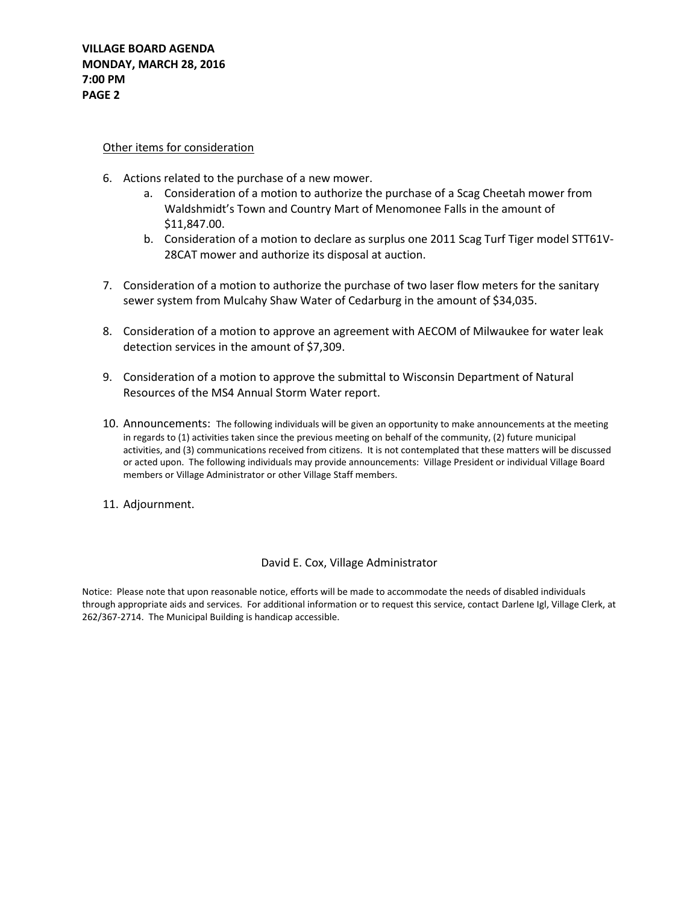Other items for consideration

6. Actions related to the purchase of a new mower.
   a. Consideration of a motion to authorize the purchase of a Scag Cheetah mower from Waldshmidt's Town and Country Mart of Menomonee Falls in the amount of $11,847.00.
   b. Consideration of a motion to declare as surplus one 2011 Scag Turf Tiger model STT61V-28CAT mower and authorize its disposal at auction.

7. Consideration of a motion to authorize the purchase of two laser flow meters for the sanitary sewer system from Mulcahy Shaw Water of Cedarburg in the amount of $34,035.

8. Consideration of a motion to approve an agreement with AECOM of Milwaukee for water leak detection services in the amount of $7,309.

9. Consideration of a motion to approve the submittal to Wisconsin Department of Natural Resources of the MS4 Annual Storm Water report.

10. Announcements: The following individuals will be given an opportunity to make announcements at the meeting in regards to (1) activities taken since the previous meeting on behalf of the community, (2) future municipal activities, and (3) communications received from citizens. It is not contemplated that these matters will be discussed or acted upon. The following individuals may provide announcements: Village President or individual Village Board members or Village Administrator or other Village Staff members.

11. Adjournment.

David E. Cox, Village Administrator

Notice: Please note that upon reasonable notice, efforts will be made to accommodate the needs of disabled individuals through appropriate aids and services. For additional information or to request this service, contact Darlene Igl, Village Clerk, at 262/367-2714. The Municipal Building is handicap accessible.